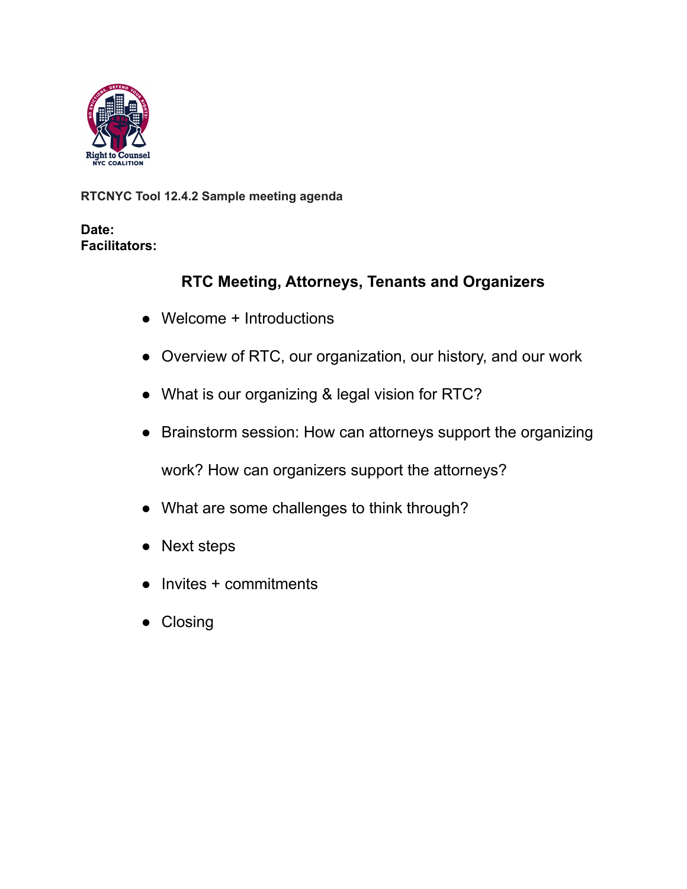**RTCNYC Tool 12.4.2 Sample meeting agenda**

**Date:**
**Facilitators:**

## RTC Meeting, Attorneys, Tenants and Organizers

- Welcome + Introductions
- Overview of RTC, our organization, our history, and our work
- What is our organizing & legal vision for RTC?
- Brainstorm session: How can attorneys support the organizing work? How can organizers support the attorneys?
- What are some challenges to think through?
- Next steps
- Invites + commitments
- Closing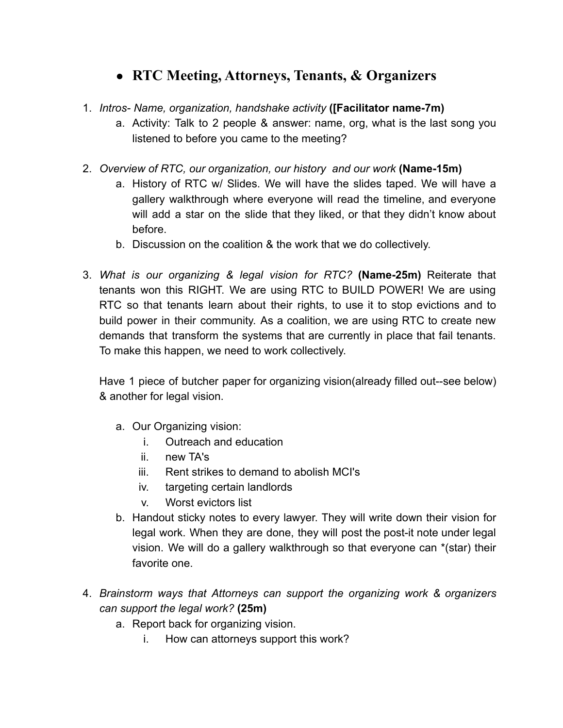- **RTC Meeting, Attorneys, Tenants, & Organizers**

1. *Intros- Name, organization, handshake activity* **([Facilitator name-7m)**
   a. Activity: Talk to 2 people & answer: name, org, what is the last song you listened to before you came to the meeting?

2. *Overview of RTC, our organization, our history and our work* **(Name-15m)**
   a. History of RTC w/ Slides. We will have the slides taped. We will have a gallery walkthrough where everyone will read the timeline, and everyone will add a star on the slide that they liked, or that they didn't know about before.
   b. Discussion on the coalition & the work that we do collectively.

3. *What is our organizing & legal vision for RTC?* **(Name-25m)** Reiterate that tenants won this RIGHT. We are using RTC to BUILD POWER! We are using RTC so that tenants learn about their rights, to use it to stop evictions and to build power in their community. As a coalition, we are using RTC to create new demands that transform the systems that are currently in place that fail tenants. To make this happen, we need to work collectively.

   Have 1 piece of butcher paper for organizing vision(already filled out--see below) & another for legal vision.

   a. Our Organizing vision:
      i. Outreach and education
      ii. new TA's
      iii. Rent strikes to demand to abolish MCI's
      iv. targeting certain landlords
      v. Worst evictors list
   b. Handout sticky notes to every lawyer. They will write down their vision for legal work. When they are done, they will post the post-it note under legal vision. We will do a gallery walkthrough so that everyone can *(star) their favorite one.

4. *Brainstorm ways that Attorneys can support the organizing work & organizers can support the legal work?* **(25m)**
   a. Report back for organizing vision.
      i. How can attorneys support this work?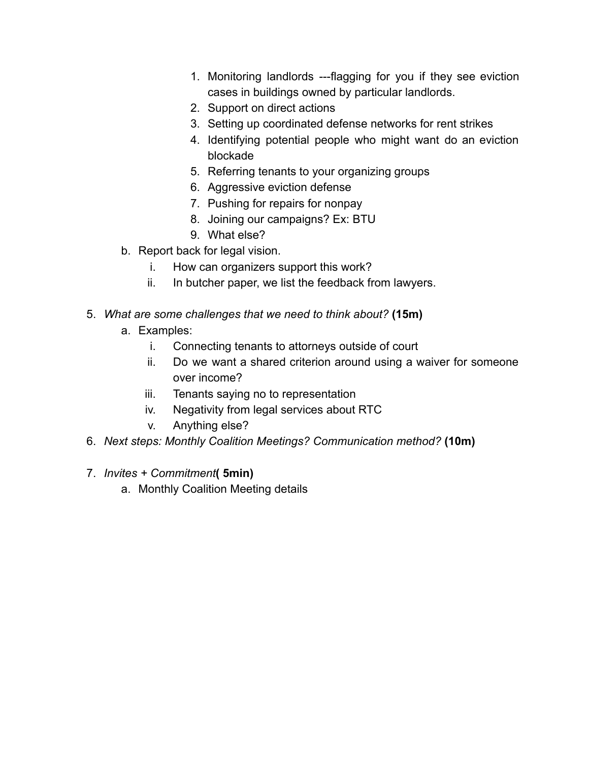1. Monitoring landlords ---flagging for you if they see eviction cases in buildings owned by particular landlords.
      2. Support on direct actions
      3. Setting up coordinated defense networks for rent strikes
      4. Identifying potential people who might want do an eviction blockade
      5. Referring tenants to your organizing groups
      6. Aggressive eviction defense
      7. Pushing for repairs for nonpay
      8. Joining our campaigns? Ex: BTU
      9. What else?
   b. Report back for legal vision.
      i. How can organizers support this work?
      ii. In butcher paper, we list the feedback from lawyers.

5. *What are some challenges that we need to think about?* **(15m)**
   a. Examples:
      i. Connecting tenants to attorneys outside of court
      ii. Do we want a shared criterion around using a waiver for someone over income?
      iii. Tenants saying no to representation
      iv. Negativity from legal services about RTC
      v. Anything else?
6. *Next steps: Monthly Coalition Meetings? Communication method?* **(10m)**

7. *Invites + Commitment* **( 5min)**
   a. Monthly Coalition Meeting details